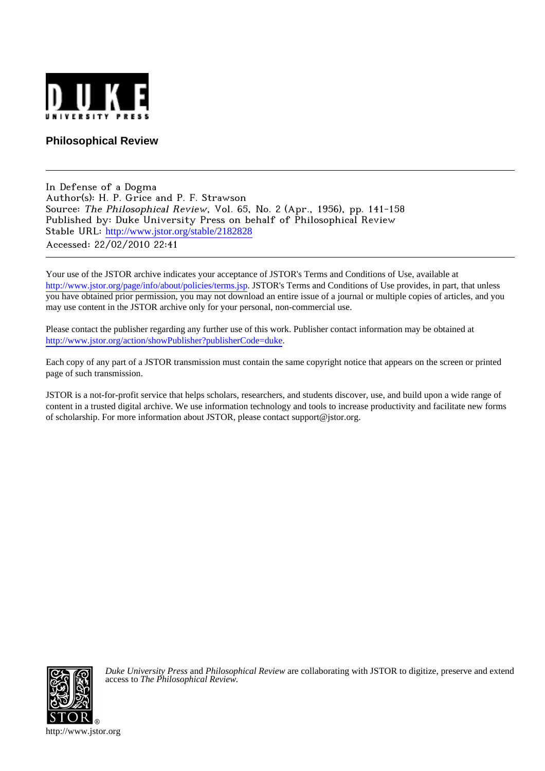Philosophical Review

---

In Defense of a Dogma
Author(s): H. P. Grice and P. F. Strawson
Source: *The Philosophical Review*, Vol. 65, No. 2 (Apr., 1956), pp. 141-158
Published by: Duke University Press on behalf of Philosophical Review
Stable URL: http://www.jstor.org/stable/2182828
Accessed: 22/02/2010 22:41

---

Your use of the JSTOR archive indicates your acceptance of JSTOR's Terms and Conditions of Use, available at http://www.jstor.org/page/info/about/policies/terms.jsp. JSTOR's Terms and Conditions of Use provides, in part, that unless you have obtained prior permission, you may not download an entire issue of a journal or multiple copies of articles, and you may use content in the JSTOR archive only for your personal, non-commercial use.

Please contact the publisher regarding any further use of this work. Publisher contact information may be obtained at http://www.jstor.org/action/showPublisher?publisherCode=duke.

Each copy of any part of a JSTOR transmission must contain the same copyright notice that appears on the screen or printed page of such transmission.

JSTOR is a not-for-profit service that helps scholars, researchers, and students discover, use, and build upon a wide range of content in a trusted digital archive. We use information technology and tools to increase productivity and facilitate new forms of scholarship. For more information about JSTOR, please contact support@jstor.org.

*Duke University Press* and *Philosophical Review* are collaborating with JSTOR to digitize, preserve and extend access to *The Philosophical Review.*

http://www.jstor.org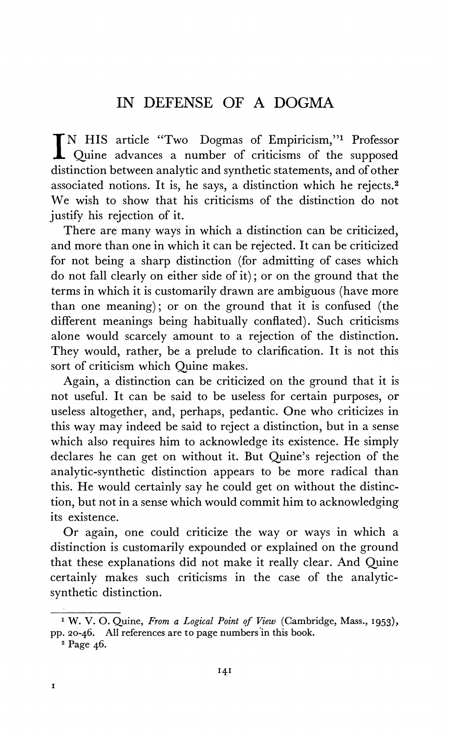# IN DEFENSE OF A DOGMA

IN HIS article "Two Dogmas of Empiricism,"[1] Professor Quine advances a number of criticisms of the supposed distinction between analytic and synthetic statements, and of other associated notions. It is, he says, a distinction which he rejects.[2] We wish to show that his criticisms of the distinction do not justify his rejection of it.

There are many ways in which a distinction can be criticized, and more than one in which it can be rejected. It can be criticized for not being a sharp distinction (for admitting of cases which do not fall clearly on either side of it); or on the ground that the terms in which it is customarily drawn are ambiguous (have more than one meaning); or on the ground that it is confused (the different meanings being habitually conflated). Such criticisms alone would scarcely amount to a rejection of the distinction. They would, rather, be a prelude to clarification. It is not this sort of criticism which Quine makes.

Again, a distinction can be criticized on the ground that it is not useful. It can be said to be useless for certain purposes, or useless altogether, and, perhaps, pedantic. One who criticizes in this way may indeed be said to reject a distinction, but in a sense which also requires him to acknowledge its existence. He simply declares he can get on without it. But Quine's rejection of the analytic-synthetic distinction appears to be more radical than this. He would certainly say he could get on without the distinction, but not in a sense which would commit him to acknowledging its existence.

Or again, one could criticize the way or ways in which a distinction is customarily expounded or explained on the ground that these explanations did not make it really clear. And Quine certainly makes such criticisms in the case of the analytic-synthetic distinction.

---

[1] W. V. O. Quine, *From a Logical Point of View* (Cambridge, Mass., 1953), pp. 20-46. All references are to page numbers in this book.

[2] Page 46.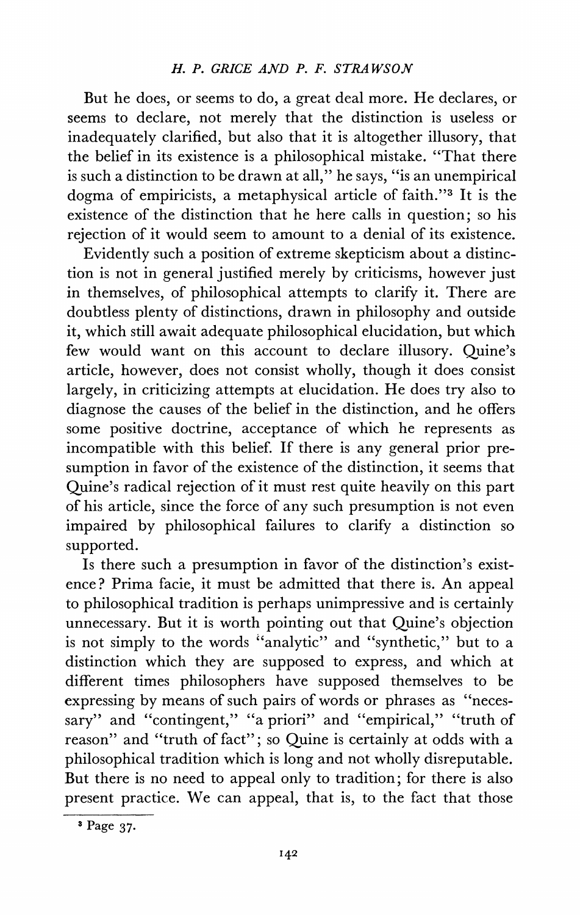But he does, or seems to do, a great deal more. He declares, or seems to declare, not merely that the distinction is useless or inadequately clarified, but also that it is altogether illusory, that the belief in its existence is a philosophical mistake. "That there is such a distinction to be drawn at all," he says, "is an unempirical dogma of empiricists, a metaphysical article of faith."[3] It is the existence of the distinction that he here calls in question; so his rejection of it would seem to amount to a denial of its existence.

Evidently such a position of extreme skepticism about a distinction is not in general justified merely by criticisms, however just in themselves, of philosophical attempts to clarify it. There are doubtless plenty of distinctions, drawn in philosophy and outside it, which still await adequate philosophical elucidation, but which few would want on this account to declare illusory. Quine's article, however, does not consist wholly, though it does consist largely, in criticizing attempts at elucidation. He does try also to diagnose the causes of the belief in the distinction, and he offers some positive doctrine, acceptance of which he represents as incompatible with this belief. If there is any general prior presumption in favor of the existence of the distinction, it seems that Quine's radical rejection of it must rest quite heavily on this part of his article, since the force of any such presumption is not even impaired by philosophical failures to clarify a distinction so supported.

Is there such a presumption in favor of the distinction's existence? Prima facie, it must be admitted that there is. An appeal to philosophical tradition is perhaps unimpressive and is certainly unnecessary. But it is worth pointing out that Quine's objection is not simply to the words "analytic" and "synthetic," but to a distinction which they are supposed to express, and which at different times philosophers have supposed themselves to be expressing by means of such pairs of words or phrases as "necessary" and "contingent," "a priori" and "empirical," "truth of reason" and "truth of fact"; so Quine is certainly at odds with a philosophical tradition which is long and not wholly disreputable. But there is no need to appeal only to tradition; for there is also present practice. We can appeal, that is, to the fact that those

---

[3] Page 37.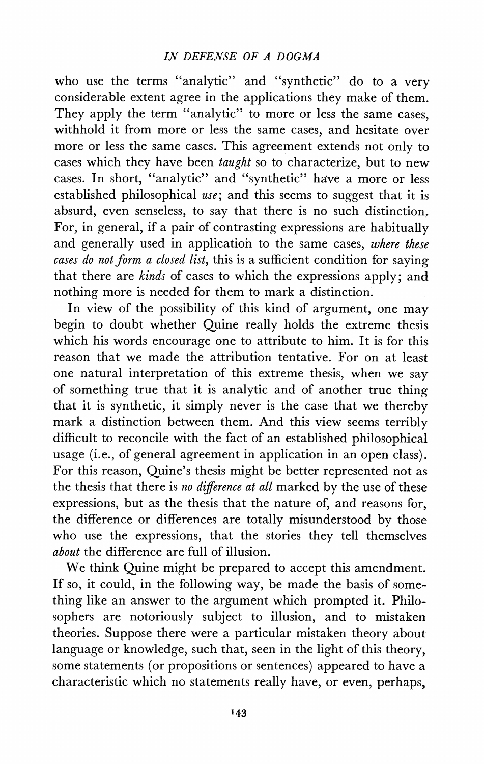who use the terms "analytic" and "synthetic" do to a very considerable extent agree in the applications they make of them. They apply the term "analytic" to more or less the same cases, withhold it from more or less the same cases, and hesitate over more or less the same cases. This agreement extends not only to cases which they have been *taught* so to characterize, but to new cases. In short, "analytic" and "synthetic" have a more or less established philosophical *use*; and this seems to suggest that it is absurd, even senseless, to say that there is no such distinction. For, in general, if a pair of contrasting expressions are habitually and generally used in application to the same cases, *where these cases do not form a closed list*, this is a sufficient condition for saying that there are *kinds* of cases to which the expressions apply; and nothing more is needed for them to mark a distinction.

In view of the possibility of this kind of argument, one may begin to doubt whether Quine really holds the extreme thesis which his words encourage one to attribute to him. It is for this reason that we made the attribution tentative. For on at least one natural interpretation of this extreme thesis, when we say of something true that it is analytic and of another true thing that it is synthetic, it simply never is the case that we thereby mark a distinction between them. And this view seems terribly difficult to reconcile with the fact of an established philosophical usage (i.e., of general agreement in application in an open class). For this reason, Quine's thesis might be better represented not as the thesis that there is *no difference at all* marked by the use of these expressions, but as the thesis that the nature of, and reasons for, the difference or differences are totally misunderstood by those who use the expressions, that the stories they tell themselves *about* the difference are full of illusion.

We think Quine might be prepared to accept this amendment. If so, it could, in the following way, be made the basis of something like an answer to the argument which prompted it. Philosophers are notoriously subject to illusion, and to mistaken theories. Suppose there were a particular mistaken theory about language or knowledge, such that, seen in the light of this theory, some statements (or propositions or sentences) appeared to have a characteristic which no statements really have, or even, perhaps,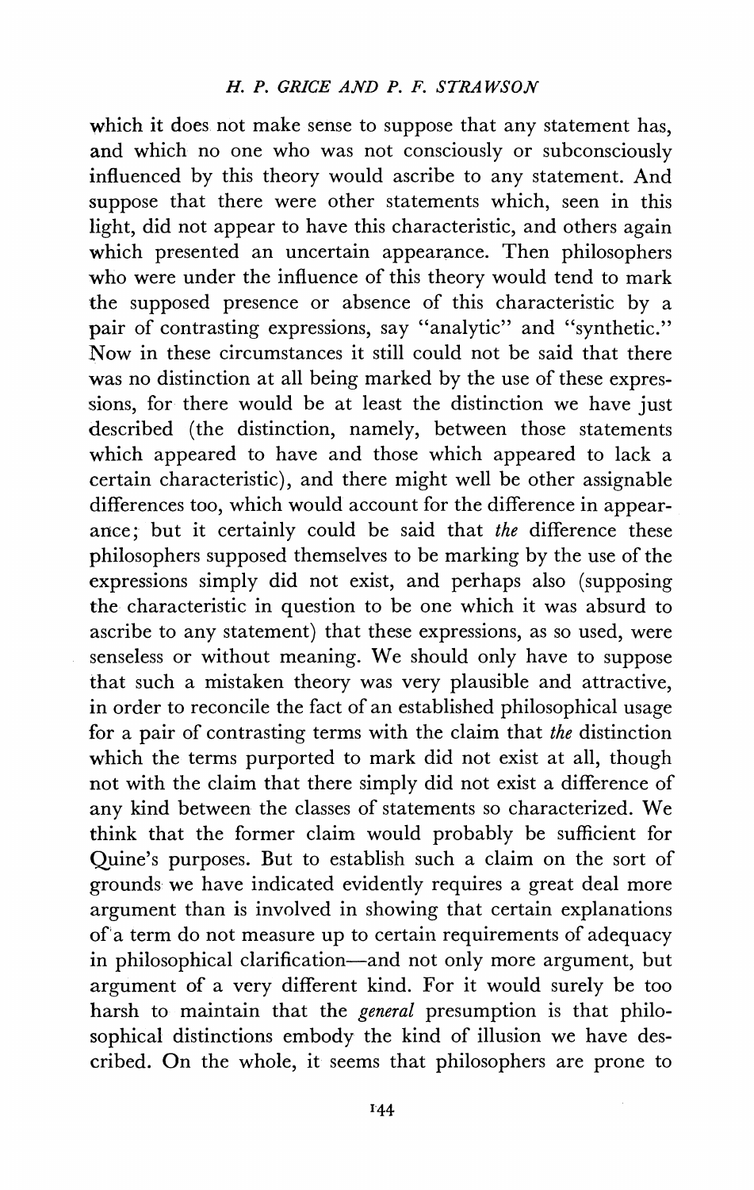which it does not make sense to suppose that any statement has, and which no one who was not consciously or subconsciously influenced by this theory would ascribe to any statement. And suppose that there were other statements which, seen in this light, did not appear to have this characteristic, and others again which presented an uncertain appearance. Then philosophers who were under the influence of this theory would tend to mark the supposed presence or absence of this characteristic by a pair of contrasting expressions, say "analytic" and "synthetic." Now in these circumstances it still could not be said that there was no distinction at all being marked by the use of these expressions, for there would be at least the distinction we have just described (the distinction, namely, between those statements which appeared to have and those which appeared to lack a certain characteristic), and there might well be other assignable differences too, which would account for the difference in appearance; but it certainly could be said that *the* difference these philosophers supposed themselves to be marking by the use of the expressions simply did not exist, and perhaps also (supposing the characteristic in question to be one which it was absurd to ascribe to any statement) that these expressions, as so used, were senseless or without meaning. We should only have to suppose that such a mistaken theory was very plausible and attractive, in order to reconcile the fact of an established philosophical usage for a pair of contrasting terms with the claim that *the* distinction which the terms purported to mark did not exist at all, though not with the claim that there simply did not exist a difference of any kind between the classes of statements so characterized. We think that the former claim would probably be sufficient for Quine's purposes. But to establish such a claim on the sort of grounds we have indicated evidently requires a great deal more argument than is involved in showing that certain explanations of a term do not measure up to certain requirements of adequacy in philosophical clarification—and not only more argument, but argument of a very different kind. For it would surely be too harsh to maintain that the *general* presumption is that philosophical distinctions embody the kind of illusion we have described. On the whole, it seems that philosophers are prone to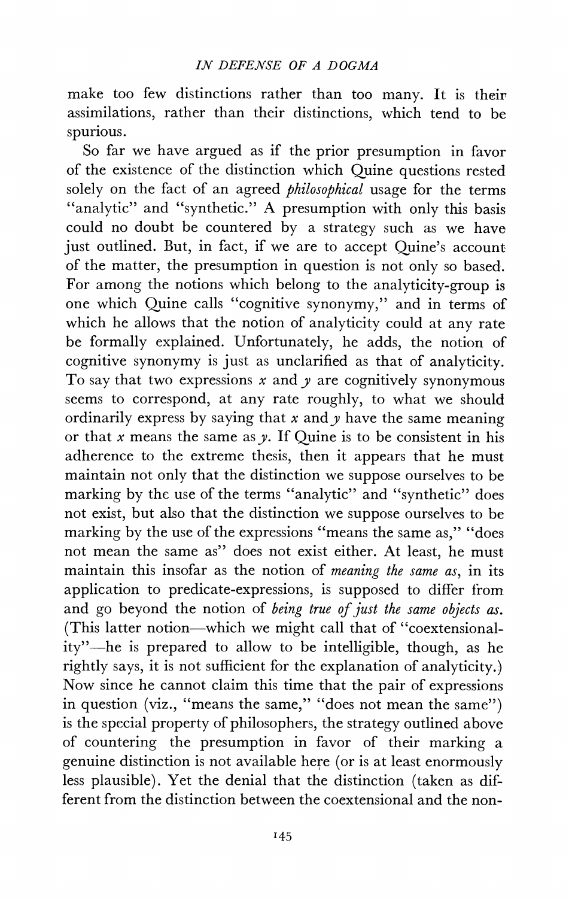make too few distinctions rather than too many. It is their assimilations, rather than their distinctions, which tend to be spurious.

So far we have argued as if the prior presumption in favor of the existence of the distinction which Quine questions rested solely on the fact of an agreed *philosophical* usage for the terms "analytic" and "synthetic." A presumption with only this basis could no doubt be countered by a strategy such as we have just outlined. But, in fact, if we are to accept Quine's account of the matter, the presumption in question is not only so based. For among the notions which belong to the analyticity-group is one which Quine calls "cognitive synonymy," and in terms of which he allows that the notion of analyticity could at any rate be formally explained. Unfortunately, he adds, the notion of cognitive synonymy is just as unclarified as that of analyticity. To say that two expressions $x$ and $y$ are cognitively synonymous seems to correspond, at any rate roughly, to what we should ordinarily express by saying that $x$ and $y$ have the same meaning or that $x$ means the same as $y$. If Quine is to be consistent in his adherence to the extreme thesis, then it appears that he must maintain not only that the distinction we suppose ourselves to be marking by the use of the terms "analytic" and "synthetic" does not exist, but also that the distinction we suppose ourselves to be marking by the use of the expressions "means the same as," "does not mean the same as" does not exist either. At least, he must maintain this insofar as the notion of *meaning the same as*, in its application to predicate-expressions, is supposed to differ from and go beyond the notion of *being true of just the same objects as*. (This latter notion—which we might call that of "coextensionality"—he is prepared to allow to be intelligible, though, as he rightly says, it is not sufficient for the explanation of analyticity.) Now since he cannot claim this time that the pair of expressions in question (viz., "means the same," "does not mean the same") is the special property of philosophers, the strategy outlined above of countering the presumption in favor of their marking a genuine distinction is not available here (or is at least enormously less plausible). Yet the denial that the distinction (taken as different from the distinction between the coextensional and the non-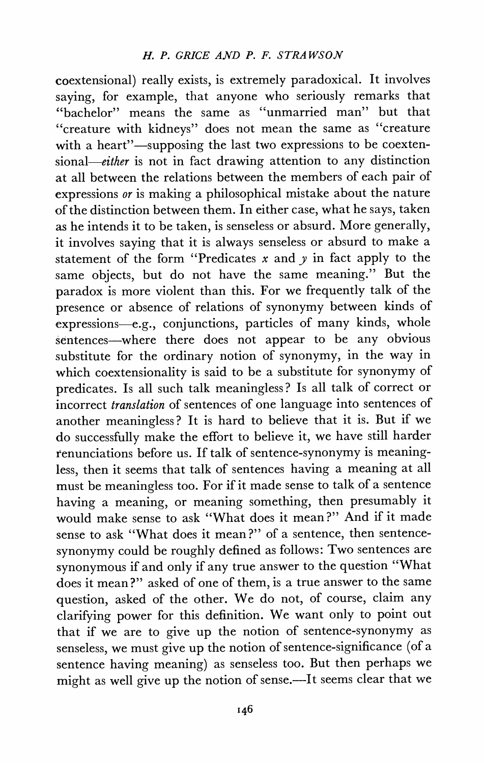coextensional) really exists, is extremely paradoxical. It involves saying, for example, that anyone who seriously remarks that "bachelor" means the same as "unmarried man" but that "creature with kidneys" does not mean the same as "creature with a heart"—supposing the last two expressions to be coextensional—*either* is not in fact drawing attention to any distinction at all between the relations between the members of each pair of expressions *or* is making a philosophical mistake about the nature of the distinction between them. In either case, what he says, taken as he intends it to be taken, is senseless or absurd. More generally, it involves saying that it is always senseless or absurd to make a statement of the form "Predicates *x* and *y* in fact apply to the same objects, but do not have the same meaning." But the paradox is more violent than this. For we frequently talk of the presence or absence of relations of synonymy between kinds of expressions—e.g., conjunctions, particles of many kinds, whole sentences—where there does not appear to be any obvious substitute for the ordinary notion of synonymy, in the way in which coextensionality is said to be a substitute for synonymy of predicates. Is all such talk meaningless? Is all talk of correct or incorrect *translation* of sentences of one language into sentences of another meaningless? It is hard to believe that it is. But if we do successfully make the effort to believe it, we have still harder renunciations before us. If talk of sentence-synonymy is meaningless, then it seems that talk of sentences having a meaning at all must be meaningless too. For if it made sense to talk of a sentence having a meaning, or meaning something, then presumably it would make sense to ask "What does it mean?" And if it made sense to ask "What does it mean?" of a sentence, then sentence-synonymy could be roughly defined as follows: Two sentences are synonymous if and only if any true answer to the question "What does it mean?" asked of one of them, is a true answer to the same question, asked of the other. We do not, of course, claim any clarifying power for this definition. We want only to point out that if we are to give up the notion of sentence-synonymy as senseless, we must give up the notion of sentence-significance (of a sentence having meaning) as senseless too. But then perhaps we might as well give up the notion of sense.—It seems clear that we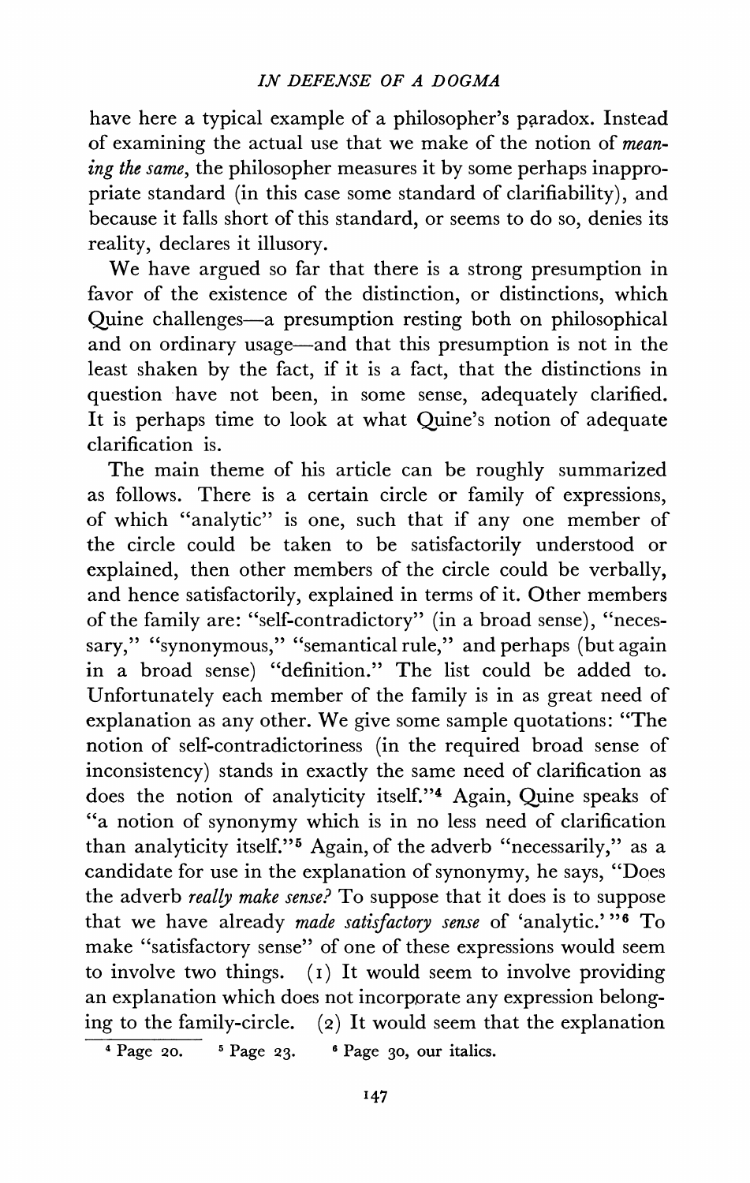have here a typical example of a philosopher's paradox. Instead of examining the actual use that we make of the notion of *meaning the same*, the philosopher measures it by some perhaps inappropriate standard (in this case some standard of clarifiability), and because it falls short of this standard, or seems to do so, denies its reality, declares it illusory.

We have argued so far that there is a strong presumption in favor of the existence of the distinction, or distinctions, which Quine challenges—a presumption resting both on philosophical and on ordinary usage—and that this presumption is not in the least shaken by the fact, if it is a fact, that the distinctions in question have not been, in some sense, adequately clarified. It is perhaps time to look at what Quine's notion of adequate clarification is.

The main theme of his article can be roughly summarized as follows. There is a certain circle or family of expressions, of which "analytic" is one, such that if any one member of the circle could be taken to be satisfactorily understood or explained, then other members of the circle could be verbally, and hence satisfactorily, explained in terms of it. Other members of the family are: "self-contradictory" (in a broad sense), "necessary," "synonymous," "semantical rule," and perhaps (but again in a broad sense) "definition." The list could be added to. Unfortunately each member of the family is in as great need of explanation as any other. We give some sample quotations: "The notion of self-contradictoriness (in the required broad sense of inconsistency) stands in exactly the same need of clarification as does the notion of analyticity itself."[4] Again, Quine speaks of "a notion of synonymy which is in no less need of clarification than analyticity itself."[5] Again, of the adverb "necessarily," as a candidate for use in the explanation of synonymy, he says, "Does the adverb *really make sense?* To suppose that it does is to suppose that we have already *made satisfactory sense* of 'analytic.'"[6] To make "satisfactory sense" of one of these expressions would seem to involve two things. (1) It would seem to involve providing an explanation which does not incorporate any expression belonging to the family-circle. (2) It would seem that the explanation

[4] Page 20. [5] Page 23. [6] Page 30, our italics.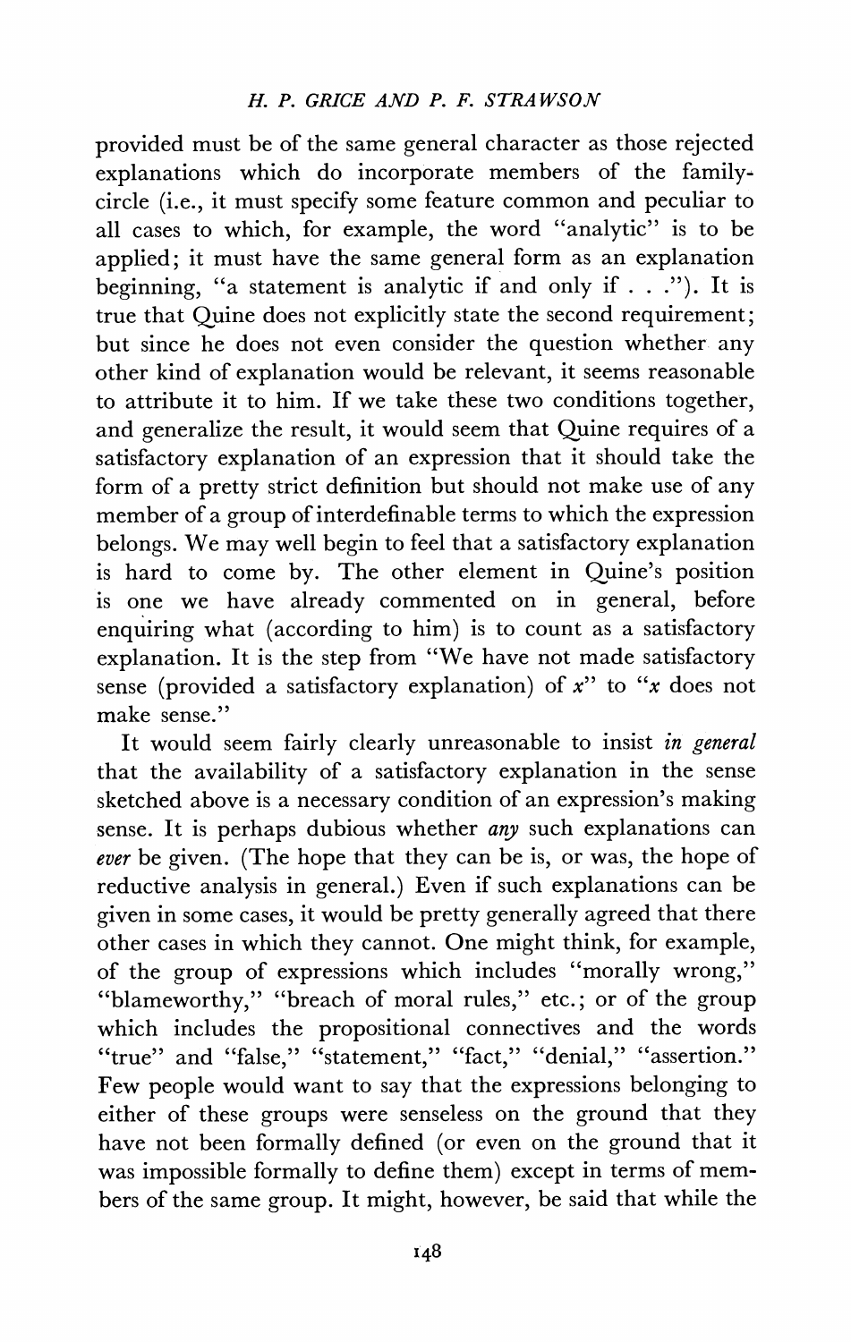provided must be of the same general character as those rejected explanations which do incorporate members of the family-circle (i.e., it must specify some feature common and peculiar to all cases to which, for example, the word "analytic" is to be applied; it must have the same general form as an explanation beginning, "a statement is analytic if and only if . . ."). It is true that Quine does not explicitly state the second requirement; but since he does not even consider the question whether any other kind of explanation would be relevant, it seems reasonable to attribute it to him. If we take these two conditions together, and generalize the result, it would seem that Quine requires of a satisfactory explanation of an expression that it should take the form of a pretty strict definition but should not make use of any member of a group of interdefinable terms to which the expression belongs. We may well begin to feel that a satisfactory explanation is hard to come by. The other element in Quine's position is one we have already commented on in general, before enquiring what (according to him) is to count as a satisfactory explanation. It is the step from "We have not made satisfactory sense (provided a satisfactory explanation) of *x*" to "*x* does not make sense."

It would seem fairly clearly unreasonable to insist *in general* that the availability of a satisfactory explanation in the sense sketched above is a necessary condition of an expression's making sense. It is perhaps dubious whether *any* such explanations can *ever* be given. (The hope that they can be is, or was, the hope of reductive analysis in general.) Even if such explanations can be given in some cases, it would be pretty generally agreed that there other cases in which they cannot. One might think, for example, of the group of expressions which includes "morally wrong," "blameworthy," "breach of moral rules," etc.; or of the group which includes the propositional connectives and the words "true" and "false," "statement," "fact," "denial," "assertion." Few people would want to say that the expressions belonging to either of these groups were senseless on the ground that they have not been formally defined (or even on the ground that it was impossible formally to define them) except in terms of members of the same group. It might, however, be said that while the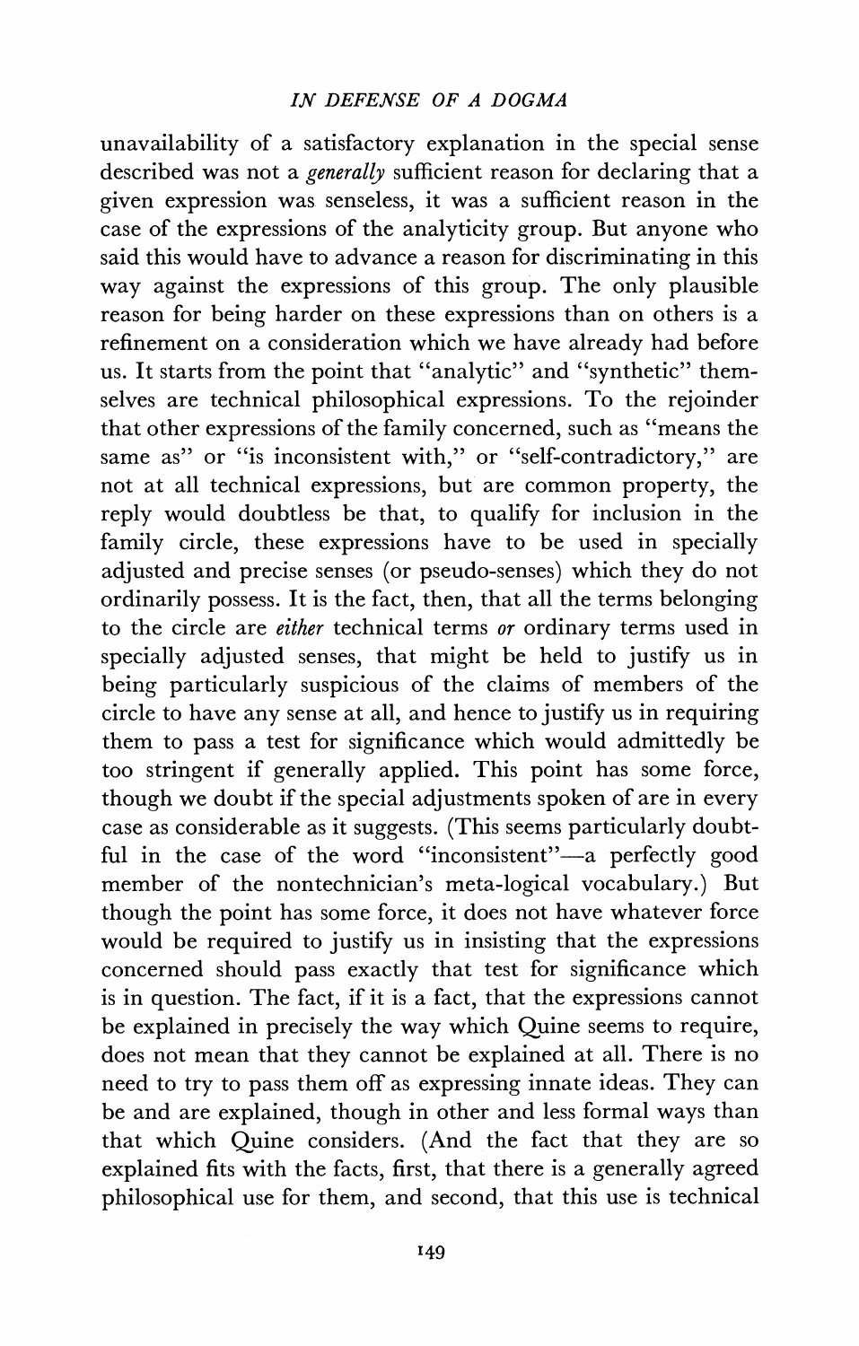unavailability of a satisfactory explanation in the special sense described was not a *generally* sufficient reason for declaring that a given expression was senseless, it was a sufficient reason in the case of the expressions of the analyticity group. But anyone who said this would have to advance a reason for discriminating in this way against the expressions of this group. The only plausible reason for being harder on these expressions than on others is a refinement on a consideration which we have already had before us. It starts from the point that "analytic" and "synthetic" themselves are technical philosophical expressions. To the rejoinder that other expressions of the family concerned, such as "means the same as" or "is inconsistent with," or "self-contradictory," are not at all technical expressions, but are common property, the reply would doubtless be that, to qualify for inclusion in the family circle, these expressions have to be used in specially adjusted and precise senses (or pseudo-senses) which they do not ordinarily possess. It is the fact, then, that all the terms belonging to the circle are *either* technical terms *or* ordinary terms used in specially adjusted senses, that might be held to justify us in being particularly suspicious of the claims of members of the circle to have any sense at all, and hence to justify us in requiring them to pass a test for significance which would admittedly be too stringent if generally applied. This point has some force, though we doubt if the special adjustments spoken of are in every case as considerable as it suggests. (This seems particularly doubtful in the case of the word "inconsistent"—a perfectly good member of the nontechnician's meta-logical vocabulary.) But though the point has some force, it does not have whatever force would be required to justify us in insisting that the expressions concerned should pass exactly that test for significance which is in question. The fact, if it is a fact, that the expressions cannot be explained in precisely the way which Quine seems to require, does not mean that they cannot be explained at all. There is no need to try to pass them off as expressing innate ideas. They can be and are explained, though in other and less formal ways than that which Quine considers. (And the fact that they are so explained fits with the facts, first, that there is a generally agreed philosophical use for them, and second, that this use is technical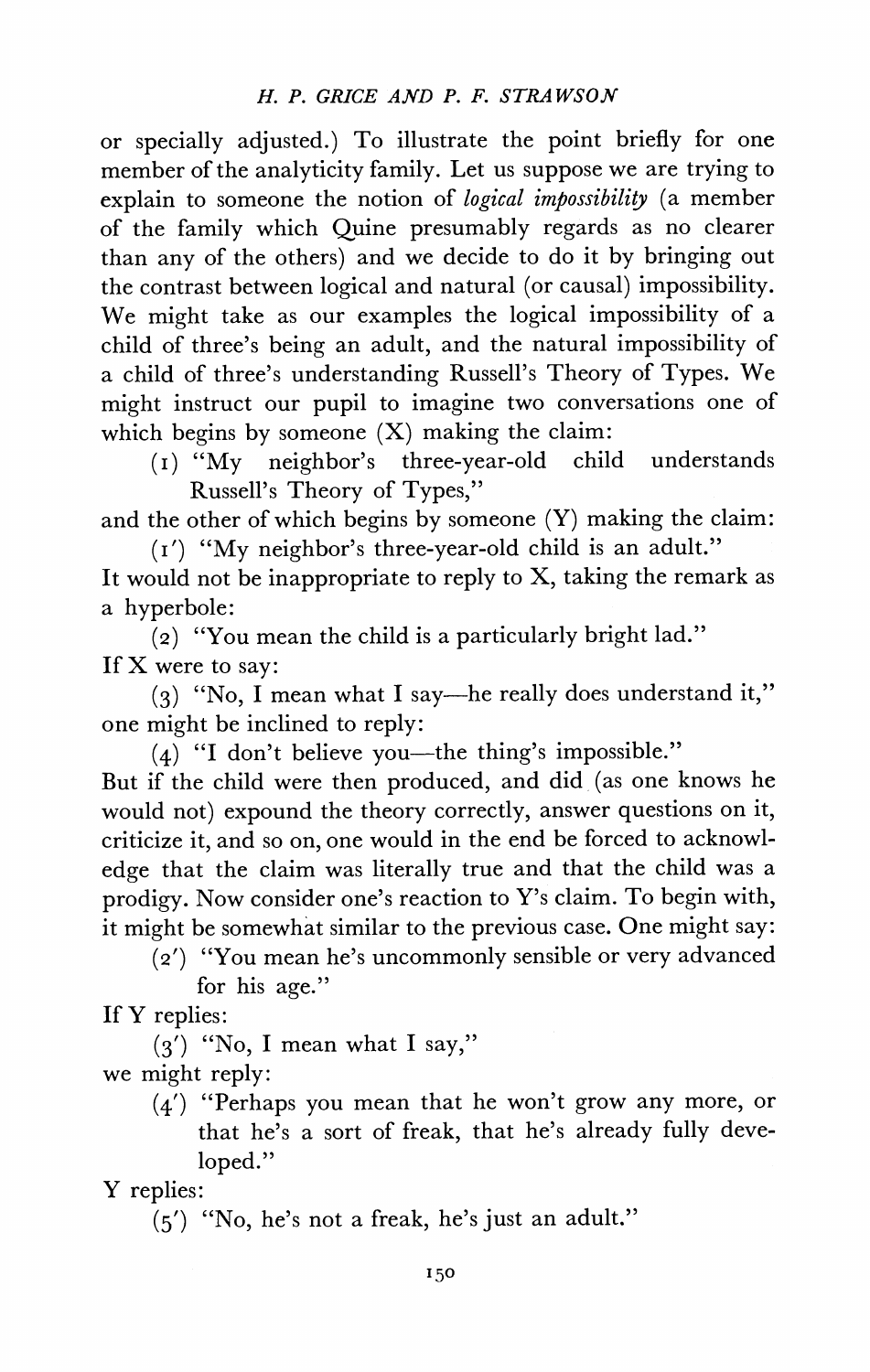or specially adjusted.) To illustrate the point briefly for one member of the analyticity family. Let us suppose we are trying to explain to someone the notion of *logical impossibility* (a member of the family which Quine presumably regards as no clearer than any of the others) and we decide to do it by bringing out the contrast between logical and natural (or causal) impossibility. We might take as our examples the logical impossibility of a child of three's being an adult, and the natural impossibility of a child of three's understanding Russell's Theory of Types. We might instruct our pupil to imagine two conversations one of which begins by someone (X) making the claim:

> (1) "My neighbor's three-year-old child understands Russell's Theory of Types,"

and the other of which begins by someone (Y) making the claim:

> (1′) "My neighbor's three-year-old child is an adult."

It would not be inappropriate to reply to X, taking the remark as a hyperbole:

> (2) "You mean the child is a particularly bright lad."

If X were to say:

> (3) "No, I mean what I say—he really does understand it,"

one might be inclined to reply:

> (4) "I don't believe you—the thing's impossible."

But if the child were then produced, and did (as one knows he would not) expound the theory correctly, answer questions on it, criticize it, and so on, one would in the end be forced to acknowledge that the claim was literally true and that the child was a prodigy. Now consider one's reaction to Y's claim. To begin with, it might be somewhat similar to the previous case. One might say:

> (2′) "You mean he's uncommonly sensible or very advanced for his age."

If Y replies:

> (3′) "No, I mean what I say,"

we might reply:

> (4′) "Perhaps you mean that he won't grow any more, or that he's a sort of freak, that he's already fully developed."

Y replies:

> (5′) "No, he's not a freak, he's just an adult."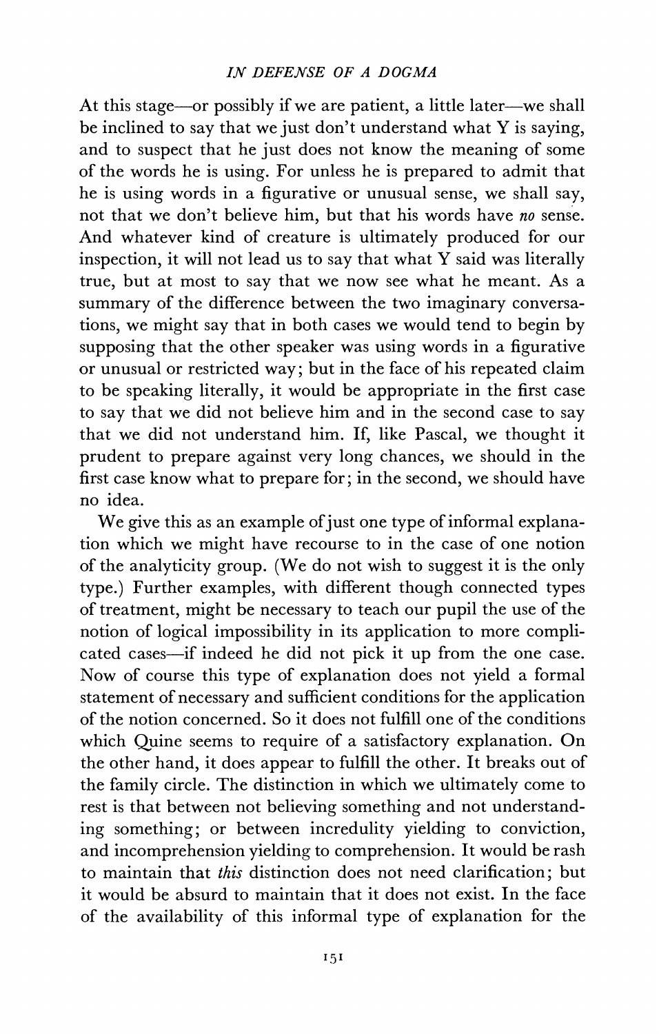At this stage—or possibly if we are patient, a little later—we shall be inclined to say that we just don't understand what Y is saying, and to suspect that he just does not know the meaning of some of the words he is using. For unless he is prepared to admit that he is using words in a figurative or unusual sense, we shall say, not that we don't believe him, but that his words have *no* sense. And whatever kind of creature is ultimately produced for our inspection, it will not lead us to say that what Y said was literally true, but at most to say that we now see what he meant. As a summary of the difference between the two imaginary conversations, we might say that in both cases we would tend to begin by supposing that the other speaker was using words in a figurative or unusual or restricted way; but in the face of his repeated claim to be speaking literally, it would be appropriate in the first case to say that we did not believe him and in the second case to say that we did not understand him. If, like Pascal, we thought it prudent to prepare against very long chances, we should in the first case know what to prepare for; in the second, we should have no idea.

We give this as an example of just one type of informal explanation which we might have recourse to in the case of one notion of the analyticity group. (We do not wish to suggest it is the only type.) Further examples, with different though connected types of treatment, might be necessary to teach our pupil the use of the notion of logical impossibility in its application to more complicated cases—if indeed he did not pick it up from the one case. Now of course this type of explanation does not yield a formal statement of necessary and sufficient conditions for the application of the notion concerned. So it does not fulfill one of the conditions which Quine seems to require of a satisfactory explanation. On the other hand, it does appear to fulfill the other. It breaks out of the family circle. The distinction in which we ultimately come to rest is that between not believing something and not understanding something; or between incredulity yielding to conviction, and incomprehension yielding to comprehension. It would be rash to maintain that *this* distinction does not need clarification; but it would be absurd to maintain that it does not exist. In the face of the availability of this informal type of explanation for the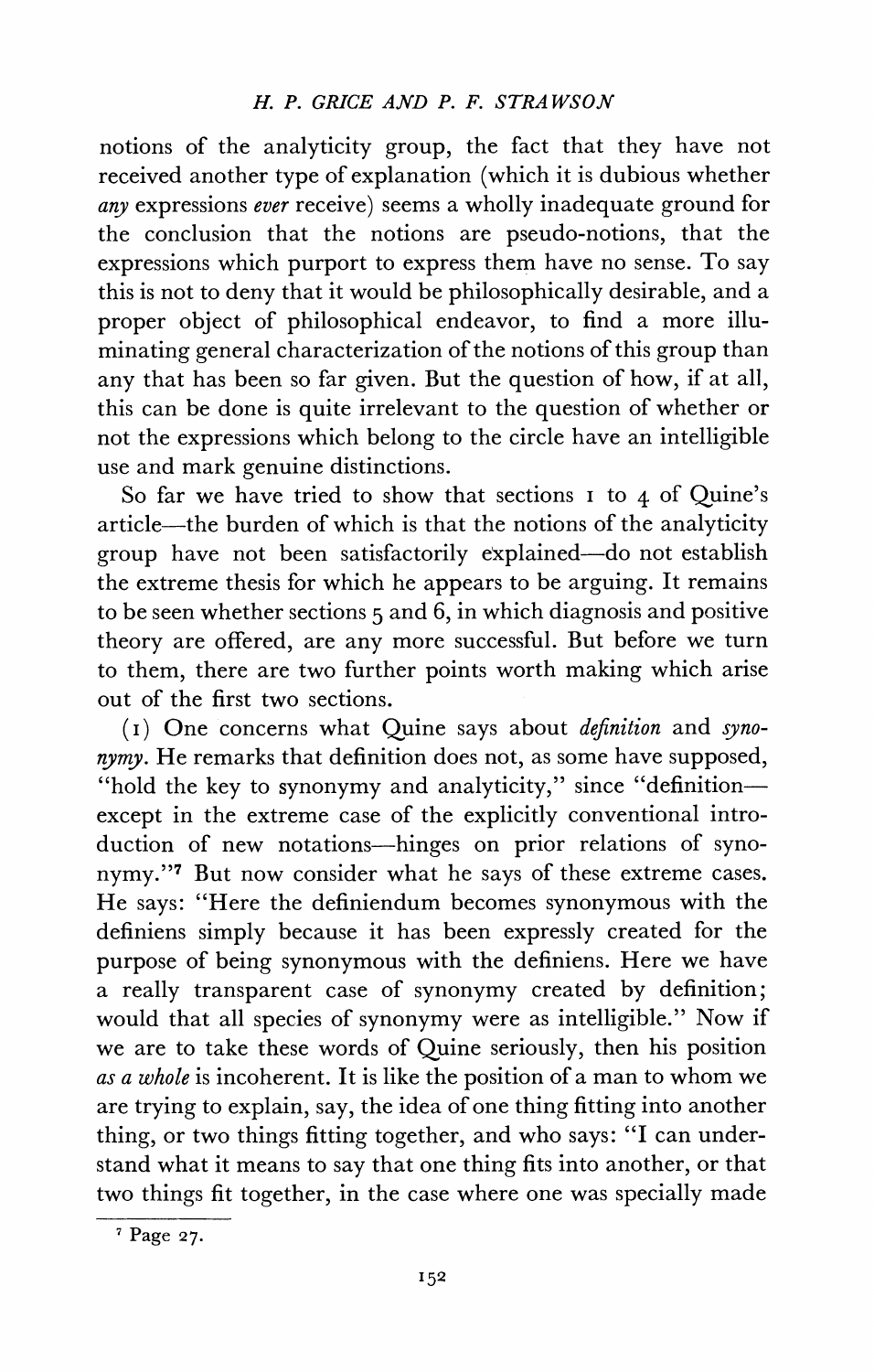notions of the analyticity group, the fact that they have not received another type of explanation (which it is dubious whether *any* expressions *ever* receive) seems a wholly inadequate ground for the conclusion that the notions are pseudo-notions, that the expressions which purport to express them have no sense. To say this is not to deny that it would be philosophically desirable, and a proper object of philosophical endeavor, to find a more illuminating general characterization of the notions of this group than any that has been so far given. But the question of how, if at all, this can be done is quite irrelevant to the question of whether or not the expressions which belong to the circle have an intelligible use and mark genuine distinctions.

So far we have tried to show that sections 1 to 4 of Quine's article—the burden of which is that the notions of the analyticity group have not been satisfactorily explained—do not establish the extreme thesis for which he appears to be arguing. It remains to be seen whether sections 5 and 6, in which diagnosis and positive theory are offered, are any more successful. But before we turn to them, there are two further points worth making which arise out of the first two sections.

(1) One concerns what Quine says about *definition* and *synonymy*. He remarks that definition does not, as some have supposed, "hold the key to synonymy and analyticity," since "definition—except in the extreme case of the explicitly conventional introduction of new notations—hinges on prior relations of synonymy."[7] But now consider what he says of these extreme cases. He says: "Here the definiendum becomes synonymous with the definiens simply because it has been expressly created for the purpose of being synonymous with the definiens. Here we have a really transparent case of synonymy created by definition; would that all species of synonymy were as intelligible." Now if we are to take these words of Quine seriously, then his position *as a whole* is incoherent. It is like the position of a man to whom we are trying to explain, say, the idea of one thing fitting into another thing, or two things fitting together, and who says: "I can understand what it means to say that one thing fits into another, or that two things fit together, in the case where one was specially made

---

[7] Page 27.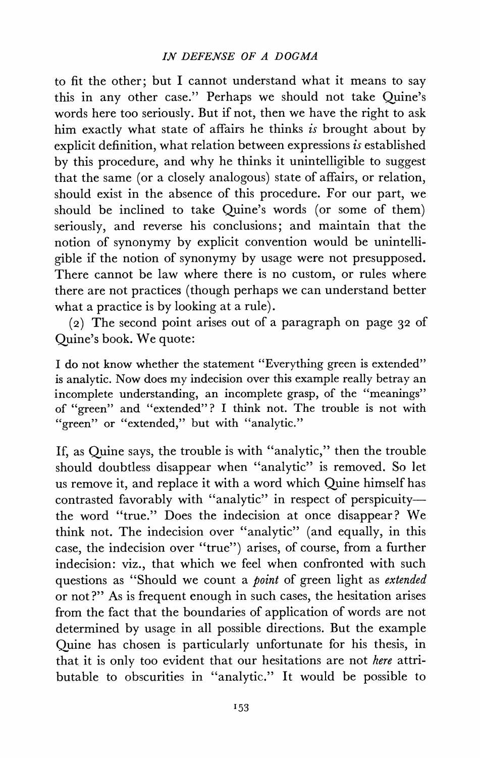to fit the other; but I cannot understand what it means to say this in any other case." Perhaps we should not take Quine's words here too seriously. But if not, then we have the right to ask him exactly what state of affairs he thinks *is* brought about by explicit definition, what relation between expressions *is* established by this procedure, and why he thinks it unintelligible to suggest that the same (or a closely analogous) state of affairs, or relation, should exist in the absence of this procedure. For our part, we should be inclined to take Quine's words (or some of them) seriously, and reverse his conclusions; and maintain that the notion of synonymy by explicit convention would be unintelligible if the notion of synonymy by usage were not presupposed. There cannot be law where there is no custom, or rules where there are not practices (though perhaps we can understand better what a practice is by looking at a rule).

(2) The second point arises out of a paragraph on page 32 of Quine's book. We quote:

> I do not know whether the statement "Everything green is extended" is analytic. Now does my indecision over this example really betray an incomplete understanding, an incomplete grasp, of the "meanings" of "green" and "extended"? I think not. The trouble is not with "green" or "extended," but with "analytic."

If, as Quine says, the trouble is with "analytic," then the trouble should doubtless disappear when "analytic" is removed. So let us remove it, and replace it with a word which Quine himself has contrasted favorably with "analytic" in respect of perspicuity—the word "true." Does the indecision at once disappear? We think not. The indecision over "analytic" (and equally, in this case, the indecision over "true") arises, of course, from a further indecision: viz., that which we feel when confronted with such questions as "Should we count a *point* of green light as *extended* or not?" As is frequent enough in such cases, the hesitation arises from the fact that the boundaries of application of words are not determined by usage in all possible directions. But the example Quine has chosen is particularly unfortunate for his thesis, in that it is only too evident that our hesitations are not *here* attributable to obscurities in "analytic." It would be possible to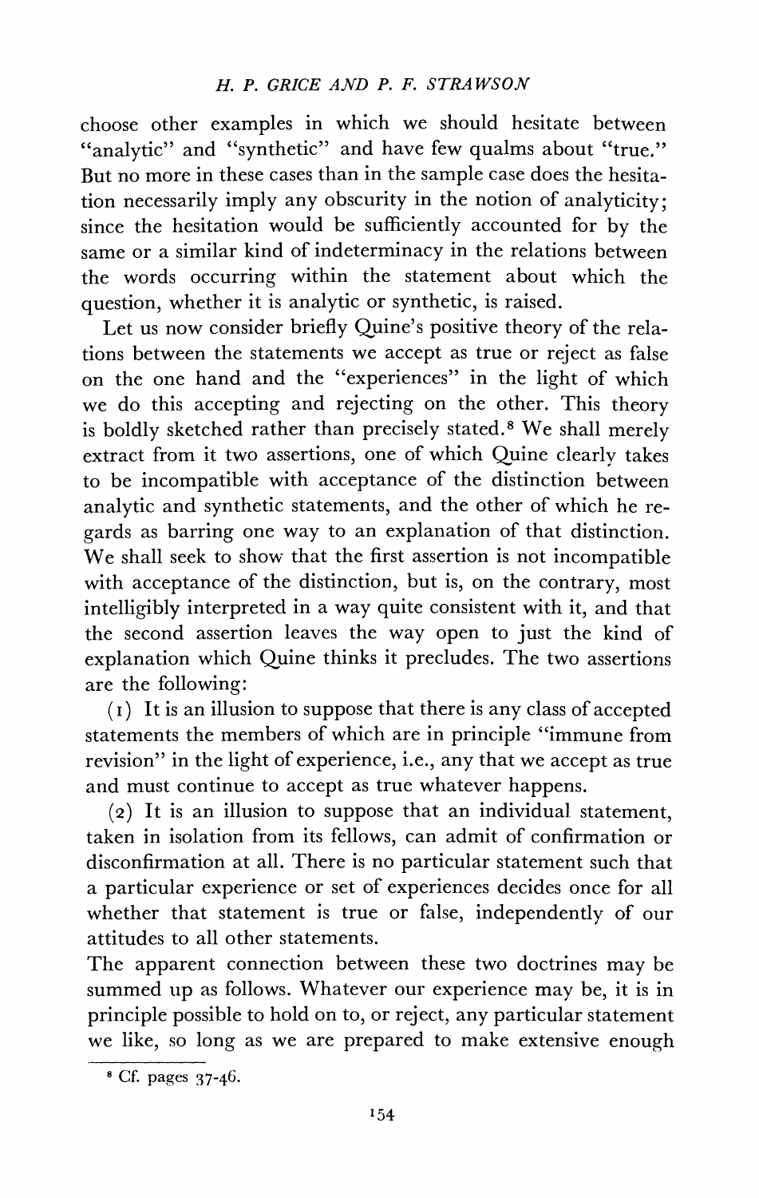choose other examples in which we should hesitate between "analytic" and "synthetic" and have few qualms about "true." But no more in these cases than in the sample case does the hesitation necessarily imply any obscurity in the notion of analyticity; since the hesitation would be sufficiently accounted for by the same or a similar kind of indeterminacy in the relations between the words occurring within the statement about which the question, whether it is analytic or synthetic, is raised.

Let us now consider briefly Quine's positive theory of the relations between the statements we accept as true or reject as false on the one hand and the "experiences" in the light of which we do this accepting and rejecting on the other. This theory is boldly sketched rather than precisely stated.[8] We shall merely extract from it two assertions, one of which Quine clearly takes to be incompatible with acceptance of the distinction between analytic and synthetic statements, and the other of which he regards as barring one way to an explanation of that distinction. We shall seek to show that the first assertion is not incompatible with acceptance of the distinction, but is, on the contrary, most intelligibly interpreted in a way quite consistent with it, and that the second assertion leaves the way open to just the kind of explanation which Quine thinks it precludes. The two assertions are the following:

(1) It is an illusion to suppose that there is any class of accepted statements the members of which are in principle "immune from revision" in the light of experience, i.e., any that we accept as true and must continue to accept as true whatever happens.

(2) It is an illusion to suppose that an individual statement, taken in isolation from its fellows, can admit of confirmation or disconfirmation at all. There is no particular statement such that a particular experience or set of experiences decides once for all whether that statement is true or false, independently of our attitudes to all other statements.

The apparent connection between these two doctrines may be summed up as follows. Whatever our experience may be, it is in principle possible to hold on to, or reject, any particular statement we like, so long as we are prepared to make extensive enough

[8] Cf. pages 37-46.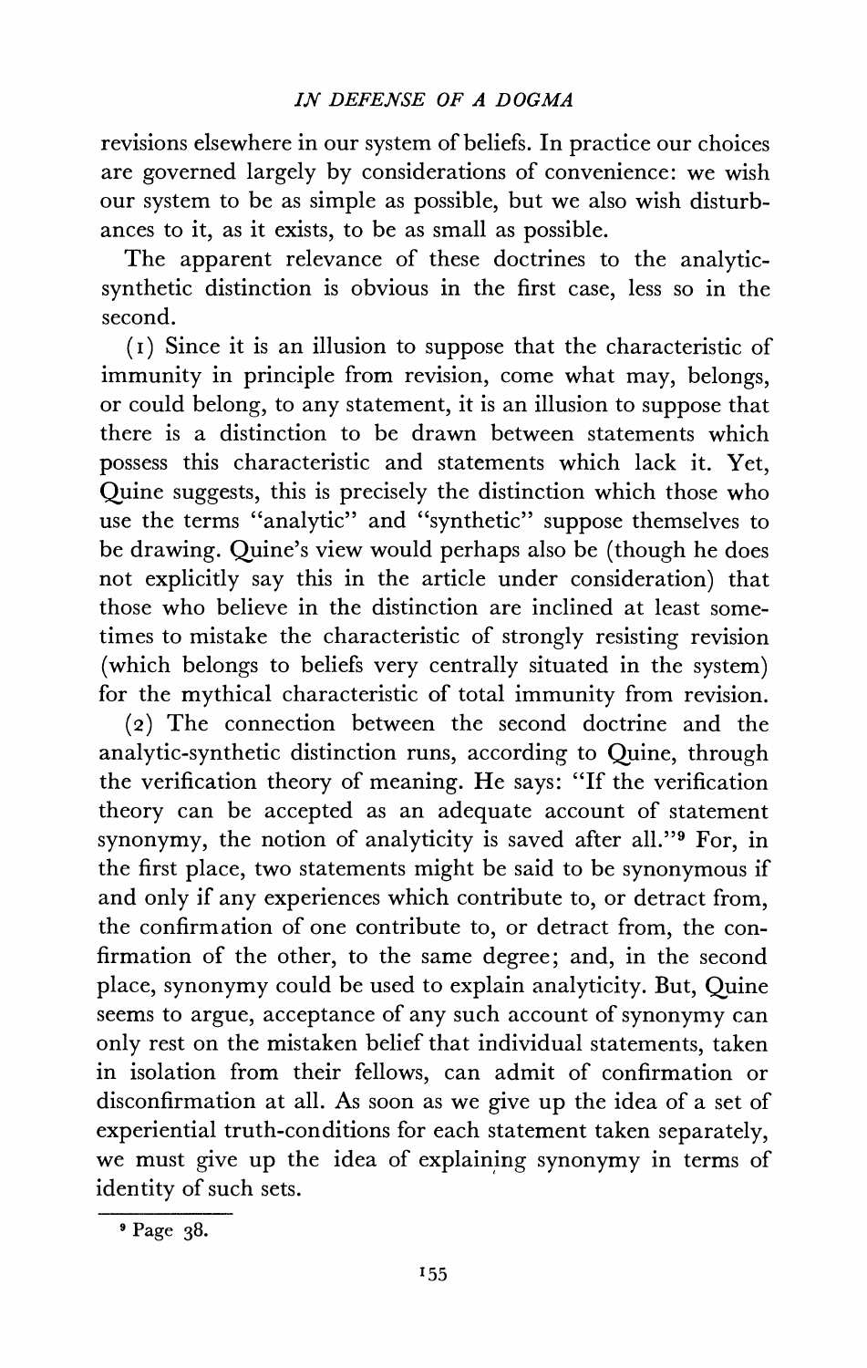revisions elsewhere in our system of beliefs. In practice our choices are governed largely by considerations of convenience: we wish our system to be as simple as possible, but we also wish disturbances to it, as it exists, to be as small as possible.

The apparent relevance of these doctrines to the analytic-synthetic distinction is obvious in the first case, less so in the second.

(1) Since it is an illusion to suppose that the characteristic of immunity in principle from revision, come what may, belongs, or could belong, to any statement, it is an illusion to suppose that there is a distinction to be drawn between statements which possess this characteristic and statements which lack it. Yet, Quine suggests, this is precisely the distinction which those who use the terms "analytic" and "synthetic" suppose themselves to be drawing. Quine's view would perhaps also be (though he does not explicitly say this in the article under consideration) that those who believe in the distinction are inclined at least sometimes to mistake the characteristic of strongly resisting revision (which belongs to beliefs very centrally situated in the system) for the mythical characteristic of total immunity from revision.

(2) The connection between the second doctrine and the analytic-synthetic distinction runs, according to Quine, through the verification theory of meaning. He says: "If the verification theory can be accepted as an adequate account of statement synonymy, the notion of analyticity is saved after all."[9] For, in the first place, two statements might be said to be synonymous if and only if any experiences which contribute to, or detract from, the confirmation of one contribute to, or detract from, the confirmation of the other, to the same degree; and, in the second place, synonymy could be used to explain analyticity. But, Quine seems to argue, acceptance of any such account of synonymy can only rest on the mistaken belief that individual statements, taken in isolation from their fellows, can admit of confirmation or disconfirmation at all. As soon as we give up the idea of a set of experiential truth-conditions for each statement taken separately, we must give up the idea of explaining synonymy in terms of identity of such sets.

[9] Page 38.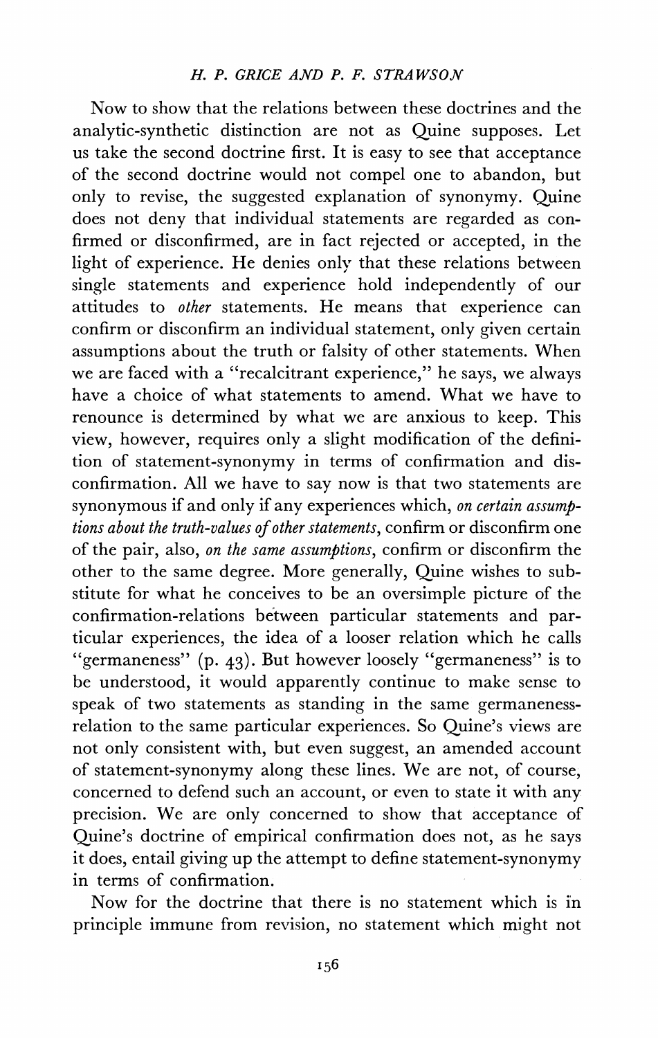Now to show that the relations between these doctrines and the analytic-synthetic distinction are not as Quine supposes. Let us take the second doctrine first. It is easy to see that acceptance of the second doctrine would not compel one to abandon, but only to revise, the suggested explanation of synonymy. Quine does not deny that individual statements are regarded as confirmed or disconfirmed, are in fact rejected or accepted, in the light of experience. He denies only that these relations between single statements and experience hold independently of our attitudes to *other* statements. He means that experience can confirm or disconfirm an individual statement, only given certain assumptions about the truth or falsity of other statements. When we are faced with a "recalcitrant experience," he says, we always have a choice of what statements to amend. What we have to renounce is determined by what we are anxious to keep. This view, however, requires only a slight modification of the definition of statement-synonymy in terms of confirmation and disconfirmation. All we have to say now is that two statements are synonymous if and only if any experiences which, *on certain assumptions about the truth-values of other statements*, confirm or disconfirm one of the pair, also, *on the same assumptions*, confirm or disconfirm the other to the same degree. More generally, Quine wishes to substitute for what he conceives to be an oversimple picture of the confirmation-relations between particular statements and particular experiences, the idea of a looser relation which he calls "germaneness" (p. 43). But however loosely "germaneness" is to be understood, it would apparently continue to make sense to speak of two statements as standing in the same germaneness-relation to the same particular experiences. So Quine's views are not only consistent with, but even suggest, an amended account of statement-synonymy along these lines. We are not, of course, concerned to defend such an account, or even to state it with any precision. We are only concerned to show that acceptance of Quine's doctrine of empirical confirmation does not, as he says it does, entail giving up the attempt to define statement-synonymy in terms of confirmation.

Now for the doctrine that there is no statement which is in principle immune from revision, no statement which might not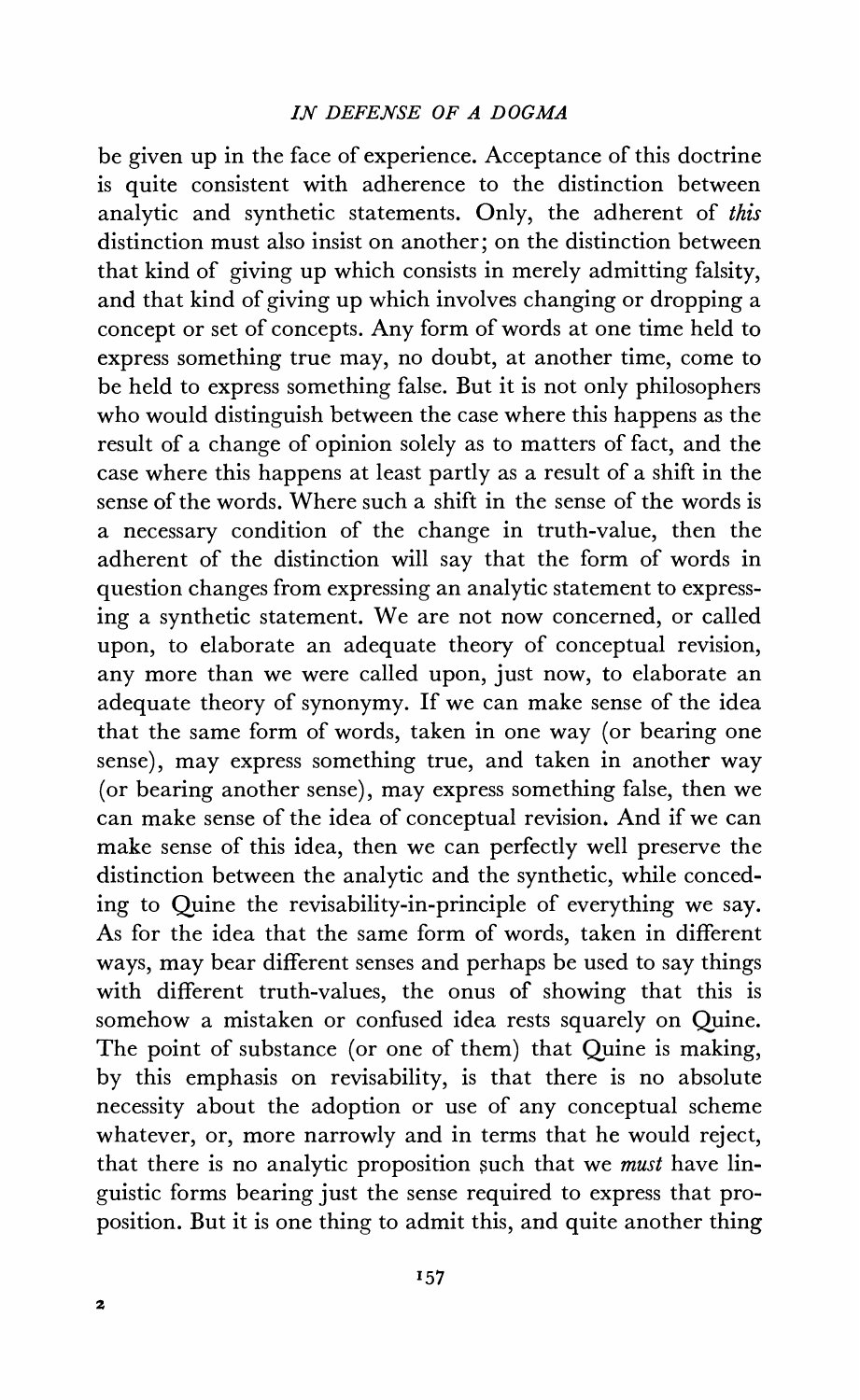be given up in the face of experience. Acceptance of this doctrine is quite consistent with adherence to the distinction between analytic and synthetic statements. Only, the adherent of *this* distinction must also insist on another; on the distinction between that kind of giving up which consists in merely admitting falsity, and that kind of giving up which involves changing or dropping a concept or set of concepts. Any form of words at one time held to express something true may, no doubt, at another time, come to be held to express something false. But it is not only philosophers who would distinguish between the case where this happens as the result of a change of opinion solely as to matters of fact, and the case where this happens at least partly as a result of a shift in the sense of the words. Where such a shift in the sense of the words is a necessary condition of the change in truth-value, then the adherent of the distinction will say that the form of words in question changes from expressing an analytic statement to expressing a synthetic statement. We are not now concerned, or called upon, to elaborate an adequate theory of conceptual revision, any more than we were called upon, just now, to elaborate an adequate theory of synonymy. If we can make sense of the idea that the same form of words, taken in one way (or bearing one sense), may express something true, and taken in another way (or bearing another sense), may express something false, then we can make sense of the idea of conceptual revision. And if we can make sense of this idea, then we can perfectly well preserve the distinction between the analytic and the synthetic, while conceding to Quine the revisability-in-principle of everything we say. As for the idea that the same form of words, taken in different ways, may bear different senses and perhaps be used to say things with different truth-values, the onus of showing that this is somehow a mistaken or confused idea rests squarely on Quine. The point of substance (or one of them) that Quine is making, by this emphasis on revisability, is that there is no absolute necessity about the adoption or use of any conceptual scheme whatever, or, more narrowly and in terms that he would reject, that there is no analytic proposition such that we *must* have linguistic forms bearing just the sense required to express that proposition. But it is one thing to admit this, and quite another thing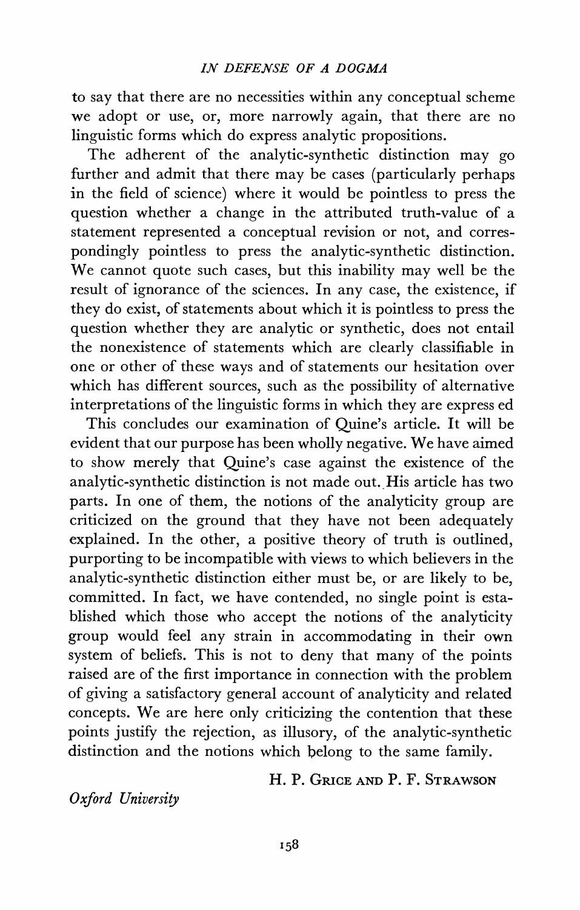to say that there are no necessities within any conceptual scheme we adopt or use, or, more narrowly again, that there are no linguistic forms which do express analytic propositions.

The adherent of the analytic-synthetic distinction may go further and admit that there may be cases (particularly perhaps in the field of science) where it would be pointless to press the question whether a change in the attributed truth-value of a statement represented a conceptual revision or not, and correspondingly pointless to press the analytic-synthetic distinction. We cannot quote such cases, but this inability may well be the result of ignorance of the sciences. In any case, the existence, if they do exist, of statements about which it is pointless to press the question whether they are analytic or synthetic, does not entail the nonexistence of statements which are clearly classifiable in one or other of these ways and of statements our hesitation over which has different sources, such as the possibility of alternative interpretations of the linguistic forms in which they are express ed

This concludes our examination of Quine's article. It will be evident that our purpose has been wholly negative. We have aimed to show merely that Quine's case against the existence of the analytic-synthetic distinction is not made out. His article has two parts. In one of them, the notions of the analyticity group are criticized on the ground that they have not been adequately explained. In the other, a positive theory of truth is outlined, purporting to be incompatible with views to which believers in the analytic-synthetic distinction either must be, or are likely to be, committed. In fact, we have contended, no single point is established which those who accept the notions of the analyticity group would feel any strain in accommodating in their own system of beliefs. This is not to deny that many of the points raised are of the first importance in connection with the problem of giving a satisfactory general account of analyticity and related concepts. We are here only criticizing the contention that these points justify the rejection, as illusory, of the analytic-synthetic distinction and the notions which belong to the same family.

H. P. GRICE AND P. F. STRAWSON

*Oxford University*